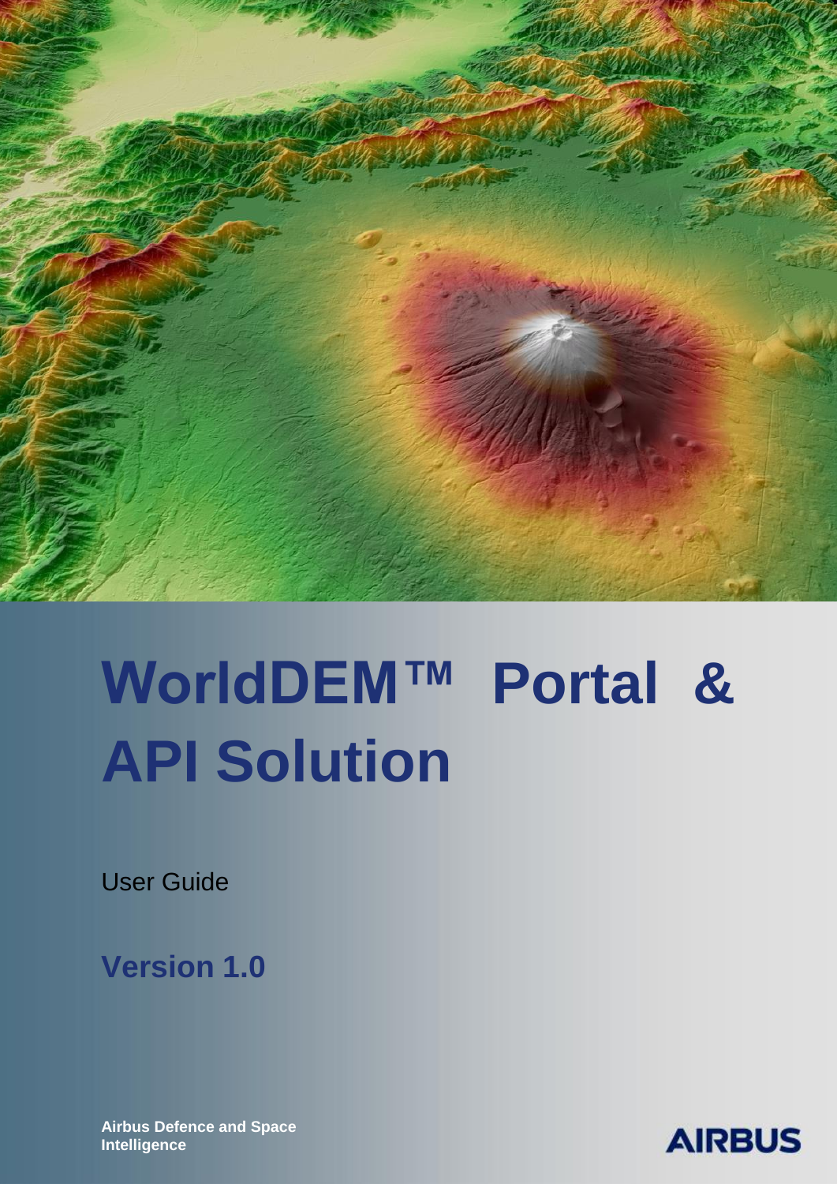# WorldDEM™ Portal & API Solution

User Guide

**Version 1.0**

**Airbus Defence and Space Intelligence**

AIRBUS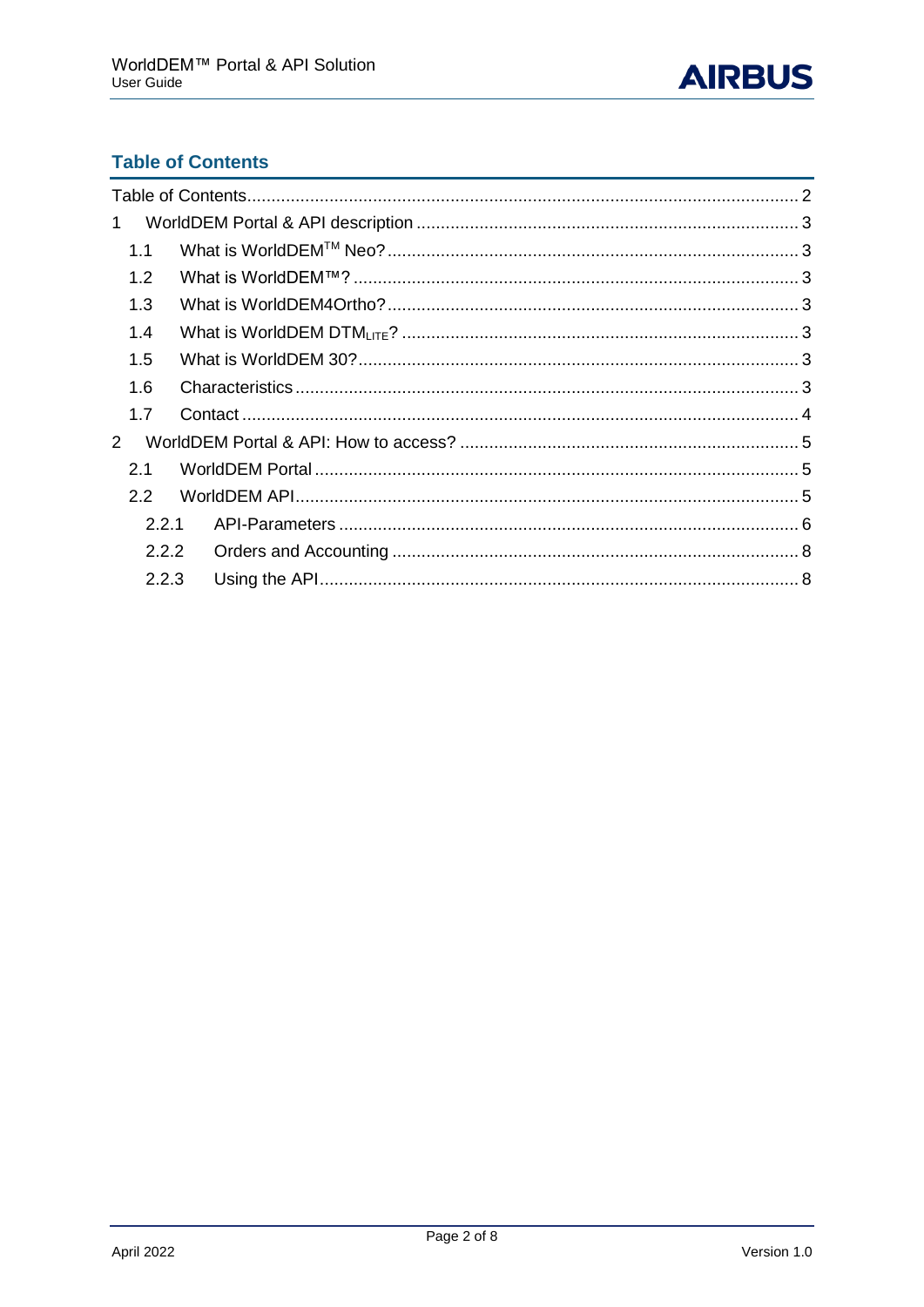## Table of Contents

Table of Contents .......... 2

1 WorldDEM Portal & API description .......... 3

- 1.1 What is WorldDEM™ Neo? .......... 3
- 1.2 What is WorldDEM™? .......... 3
- 1.3 What is WorldDEM4Ortho? .......... 3
- 1.4 What is WorldDEM $DTM_{LITE}$? .......... 3
- 1.5 What is WorldDEM 30? .......... 3
- 1.6 Characteristics .......... 3
- 1.7 Contact .......... 4

2 WorldDEM Portal & API: How to access? .......... 5

- 2.1 WorldDEM Portal .......... 5
- 2.2 WorldDEM API .......... 5
  - 2.2.1 API-Parameters .......... 6
  - 2.2.2 Orders and Accounting .......... 8
  - 2.2.3 Using the API .......... 8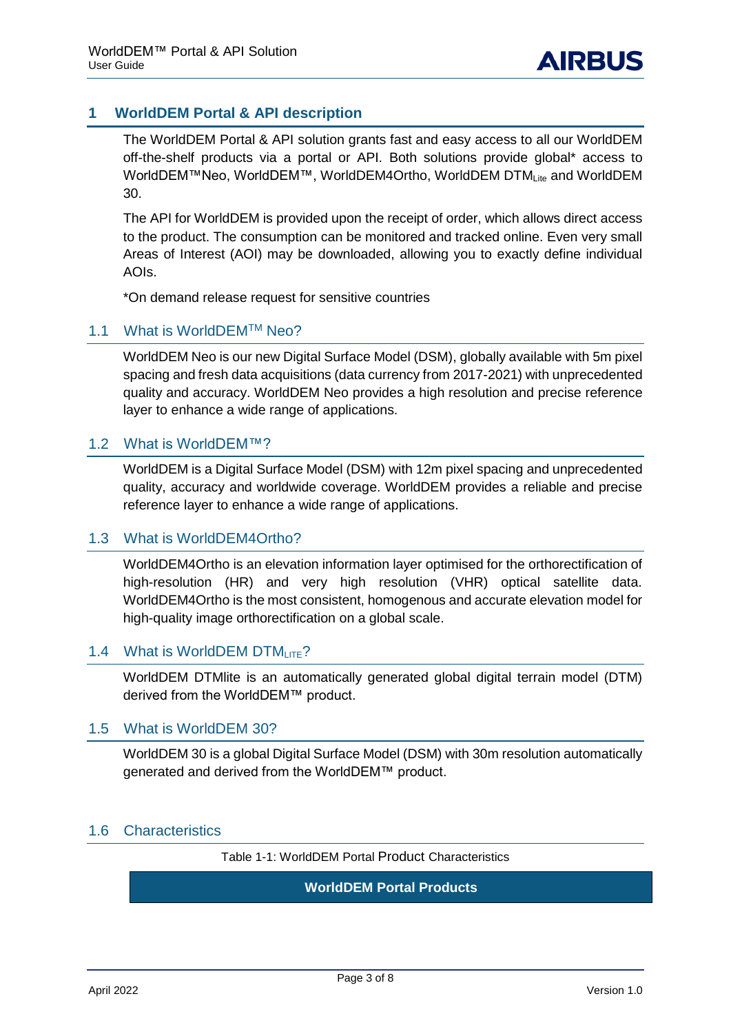# 1 WorldDEM Portal & API description

The WorldDEM Portal & API solution grants fast and easy access to all our WorldDEM off-the-shelf products via a portal or API. Both solutions provide global* access to WorldDEM™Neo, WorldDEM™, WorldDEM4Ortho, WorldDEM $DTM_{Lite}$ and WorldDEM 30.

The API for WorldDEM is provided upon the receipt of order, which allows direct access to the product. The consumption can be monitored and tracked online. Even very small Areas of Interest (AOI) may be downloaded, allowing you to exactly define individual AOIs.

*On demand release request for sensitive countries

## 1.1 What is WorldDEM™ Neo?

WorldDEM Neo is our new Digital Surface Model (DSM), globally available with 5m pixel spacing and fresh data acquisitions (data currency from 2017-2021) with unprecedented quality and accuracy. WorldDEM Neo provides a high resolution and precise reference layer to enhance a wide range of applications.

## 1.2 What is WorldDEM™?

WorldDEM is a Digital Surface Model (DSM) with 12m pixel spacing and unprecedented quality, accuracy and worldwide coverage. WorldDEM provides a reliable and precise reference layer to enhance a wide range of applications.

## 1.3 What is WorldDEM4Ortho?

WorldDEM4Ortho is an elevation information layer optimised for the orthorectification of high-resolution (HR) and very high resolution (VHR) optical satellite data. WorldDEM4Ortho is the most consistent, homogenous and accurate elevation model for high-quality image orthorectification on a global scale.

## 1.4 What is WorldDEM $DTM_{LITE}$?

WorldDEM DTMlite is an automatically generated global digital terrain model (DTM) derived from the WorldDEM™ product.

## 1.5 What is WorldDEM 30?

WorldDEM 30 is a global Digital Surface Model (DSM) with 30m resolution automatically generated and derived from the WorldDEM™ product.

## 1.6 Characteristics

Table 1-1: WorldDEM Portal Product Characteristics

| WorldDEM Portal Products |
| --- |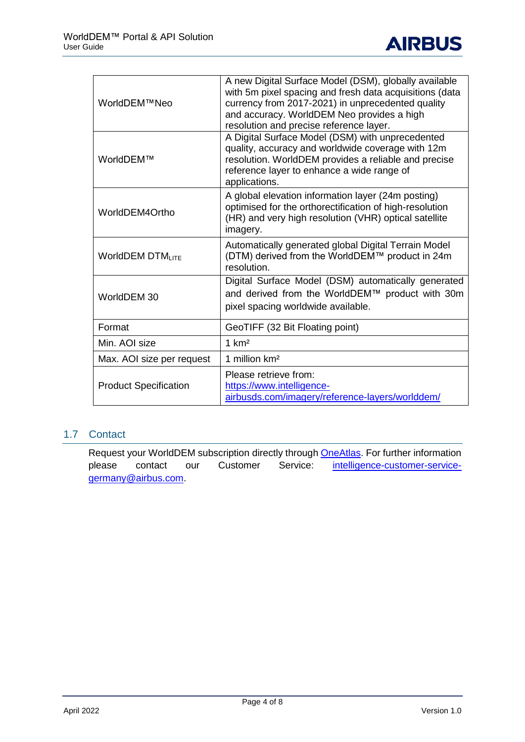| | |
|---|---|
| WorldDEM™Neo | A new Digital Surface Model (DSM), globally available with 5m pixel spacing and fresh data acquisitions (data currency from 2017-2021) in unprecedented quality and accuracy. WorldDEM Neo provides a high resolution and precise reference layer. |
| WorldDEM™ | A Digital Surface Model (DSM) with unprecedented quality, accuracy and worldwide coverage with 12m resolution. WorldDEM provides a reliable and precise reference layer to enhance a wide range of applications. |
| WorldDEM4Ortho | A global elevation information layer (24m posting) optimised for the orthorectification of high-resolution (HR) and very high resolution (VHR) optical satellite imagery. |
| WorldDEM $DTM_{LITE}$ | Automatically generated global Digital Terrain Model (DTM) derived from the WorldDEM™ product in 24m resolution. |
| WorldDEM 30 | Digital Surface Model (DSM) automatically generated and derived from the WorldDEM™ product with 30m pixel spacing worldwide available. |
| Format | GeoTIFF (32 Bit Floating point) |
| Min. AOI size | 1 km² |
| Max. AOI size per request | 1 million km² |
| Product Specification | Please retrieve from: https://www.intelligence-airbusds.com/imagery/reference-layers/worlddem/ |

## 1.7 Contact

Request your WorldDEM subscription directly through OneAtlas. For further information please contact our Customer Service: intelligence-customer-service-germany@airbus.com.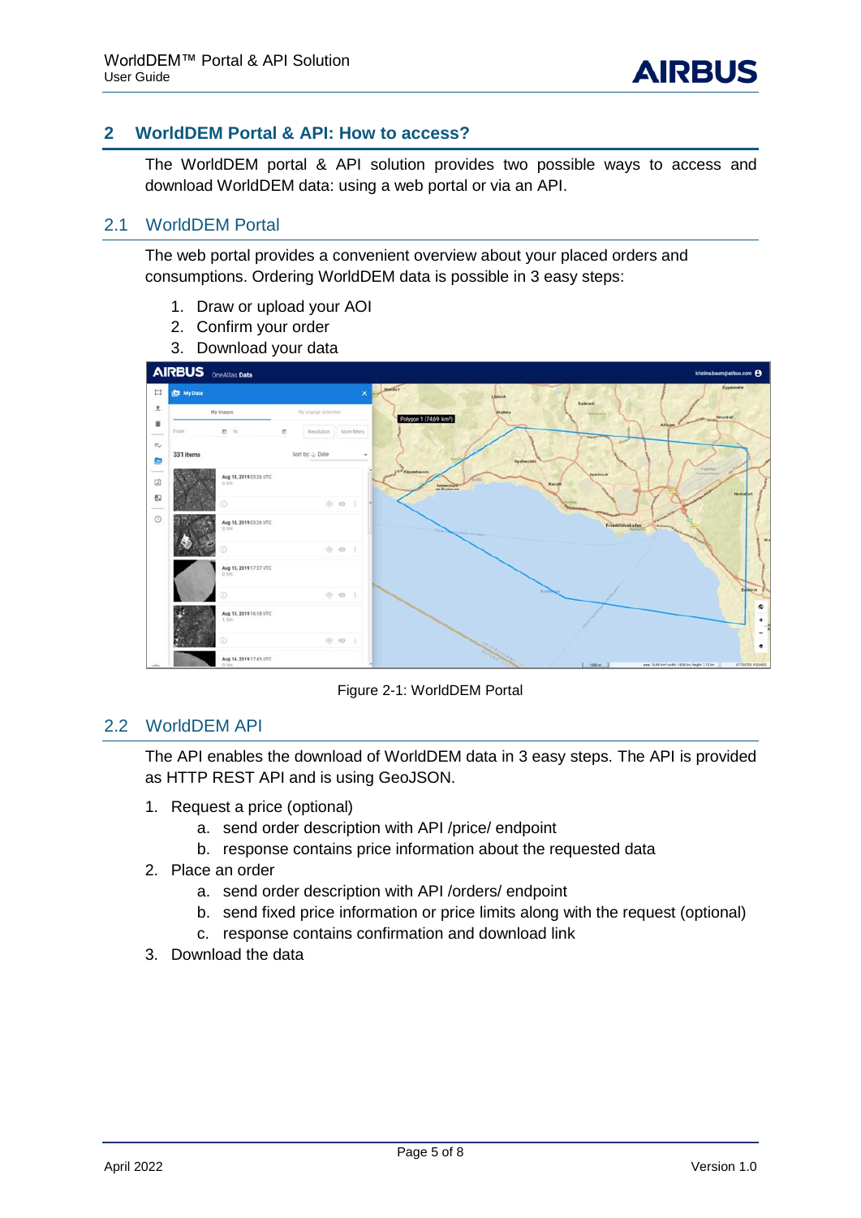## 2 WorldDEM Portal & API: How to access?

The WorldDEM portal & API solution provides two possible ways to access and download WorldDEM data: using a web portal or via an API.

### 2.1 WorldDEM Portal

The web portal provides a convenient overview about your placed orders and consumptions. Ordering WorldDEM data is possible in 3 easy steps:

1. Draw or upload your AOI
2. Confirm your order
3. Download your data

Figure 2-1: WorldDEM Portal

### 2.2 WorldDEM API

The API enables the download of WorldDEM data in 3 easy steps. The API is provided as HTTP REST API and is using GeoJSON.

1. Request a price (optional)
   a. send order description with API /price/ endpoint
   b. response contains price information about the requested data
2. Place an order
   a. send order description with API /orders/ endpoint
   b. send fixed price information or price limits along with the request (optional)
   c. response contains confirmation and download link
3. Download the data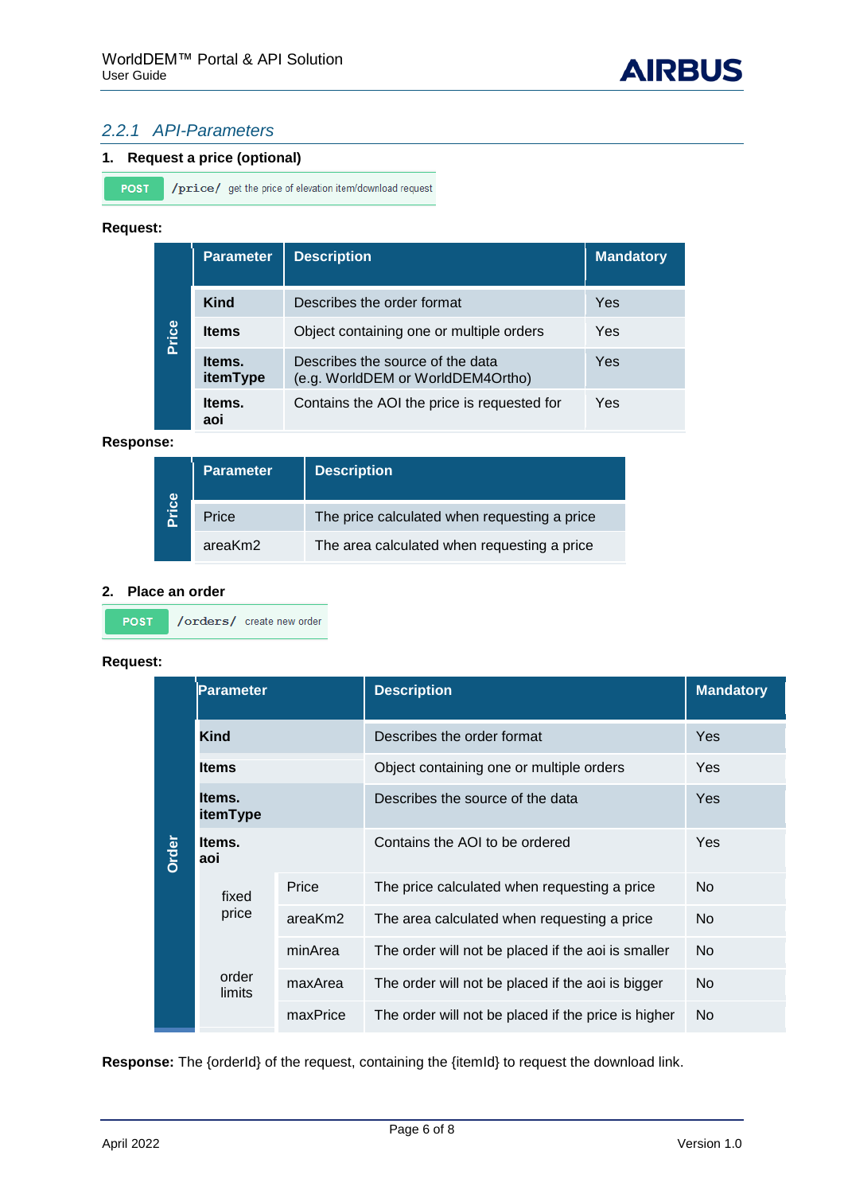### 2.2.1 API-Parameters

**1. Request a price (optional)**

POST `/price/` get the price of elevation item/download request

**Request:**

| | Parameter | Description | Mandatory |
|---|---|---|---|
| Price | **Kind** | Describes the order format | Yes |
| | **Items** | Object containing one or multiple orders | Yes |
| | **Items. itemType** | Describes the source of the data (e.g. WorldDEM or WorldDEM4Ortho) | Yes |
| | **Items. aoi** | Contains the AOI the price is requested for | Yes |

**Response:**

| | Parameter | Description |
|---|---|---|
| Price | Price | The price calculated when requesting a price |
| | areaKm2 | The area calculated when requesting a price |

**2. Place an order**

POST `/orders/` create new order

**Request:**

| | Parameter | | Description | Mandatory |
|---|---|---|---|---|
| Order | **Kind** | | Describes the order format | Yes |
| | **Items** | | Object containing one or multiple orders | Yes |
| | **Items. itemType** | | Describes the source of the data | Yes |
| | **Items. aoi** | | Contains the AOI to be ordered | Yes |
| | fixed price | Price | The price calculated when requesting a price | No |
| | | areaKm2 | The area calculated when requesting a price | No |
| | order limits | minArea | The order will not be placed if the aoi is smaller | No |
| | | maxArea | The order will not be placed if the aoi is bigger | No |
| | | maxPrice | The order will not be placed if the price is higher | No |

**Response:** The {orderId} of the request, containing the {itemId} to request the download link.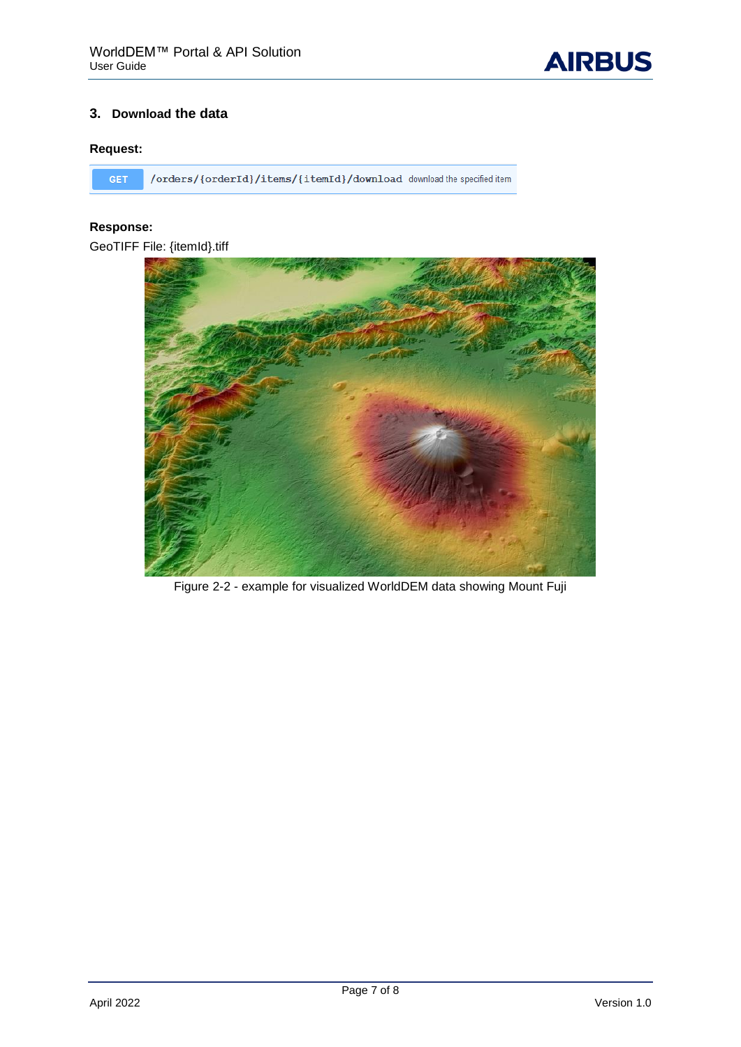## 3. Download the data

**Request:**

```
GET /orders/{orderId}/items/{itemId}/download download the specified item
```

**Response:**

GeoTIFF File: {itemId}.tiff

Figure 2-2 - example for visualized WorldDEM data showing Mount Fuji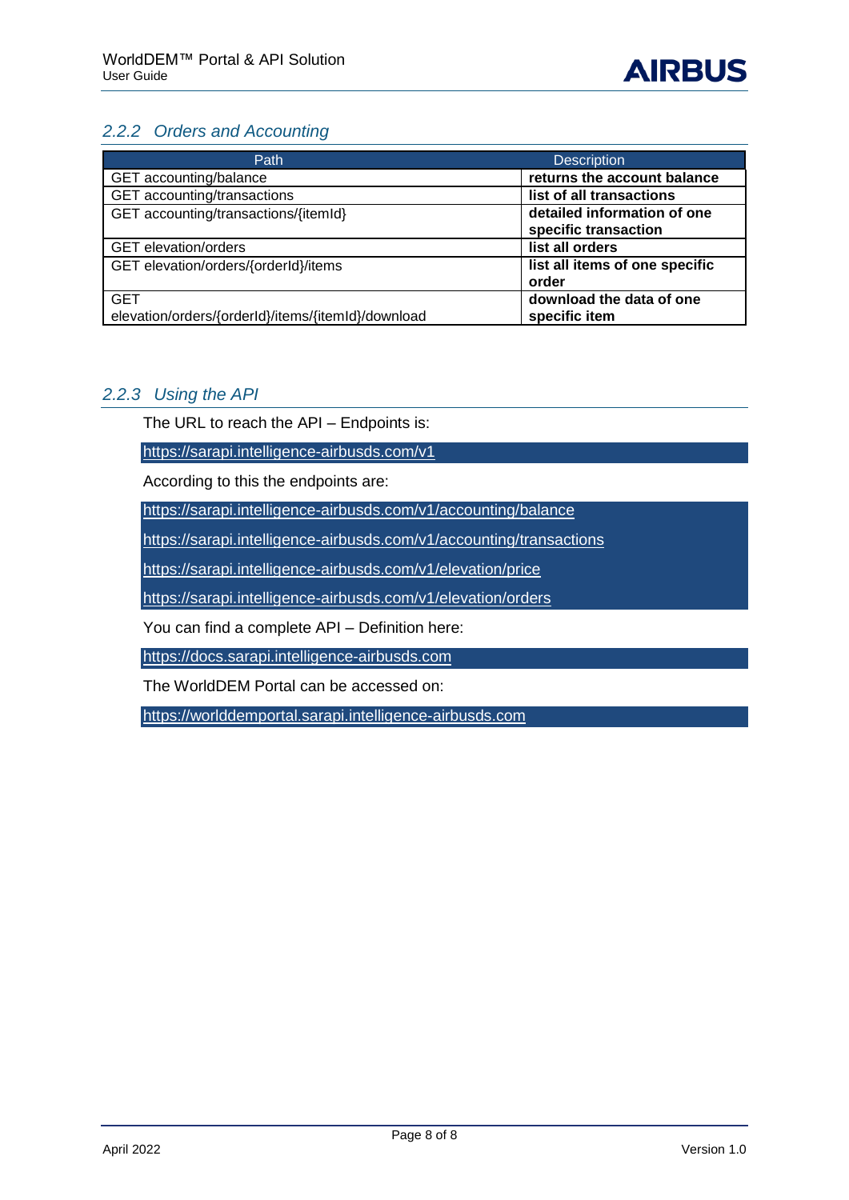### 2.2.2 Orders and Accounting

| Path | Description |
|---|---|
| GET accounting/balance | **returns the account balance** |
| GET accounting/transactions | **list of all transactions** |
| GET accounting/transactions/{itemId} | **detailed information of one specific transaction** |
| GET elevation/orders | **list all orders** |
| GET elevation/orders/{orderId}/items | **list all items of one specific order** |
| GET elevation/orders/{orderId}/items/{itemId}/download | **download the data of one specific item** |

### 2.2.3 Using the API

The URL to reach the API – Endpoints is:

https://sarapi.intelligence-airbusds.com/v1

According to this the endpoints are:

https://sarapi.intelligence-airbusds.com/v1/accounting/balance

https://sarapi.intelligence-airbusds.com/v1/accounting/transactions

https://sarapi.intelligence-airbusds.com/v1/elevation/price

https://sarapi.intelligence-airbusds.com/v1/elevation/orders

You can find a complete API – Definition here:

https://docs.sarapi.intelligence-airbusds.com

The WorldDEM Portal can be accessed on:

https://worlddemportal.sarapi.intelligence-airbusds.com